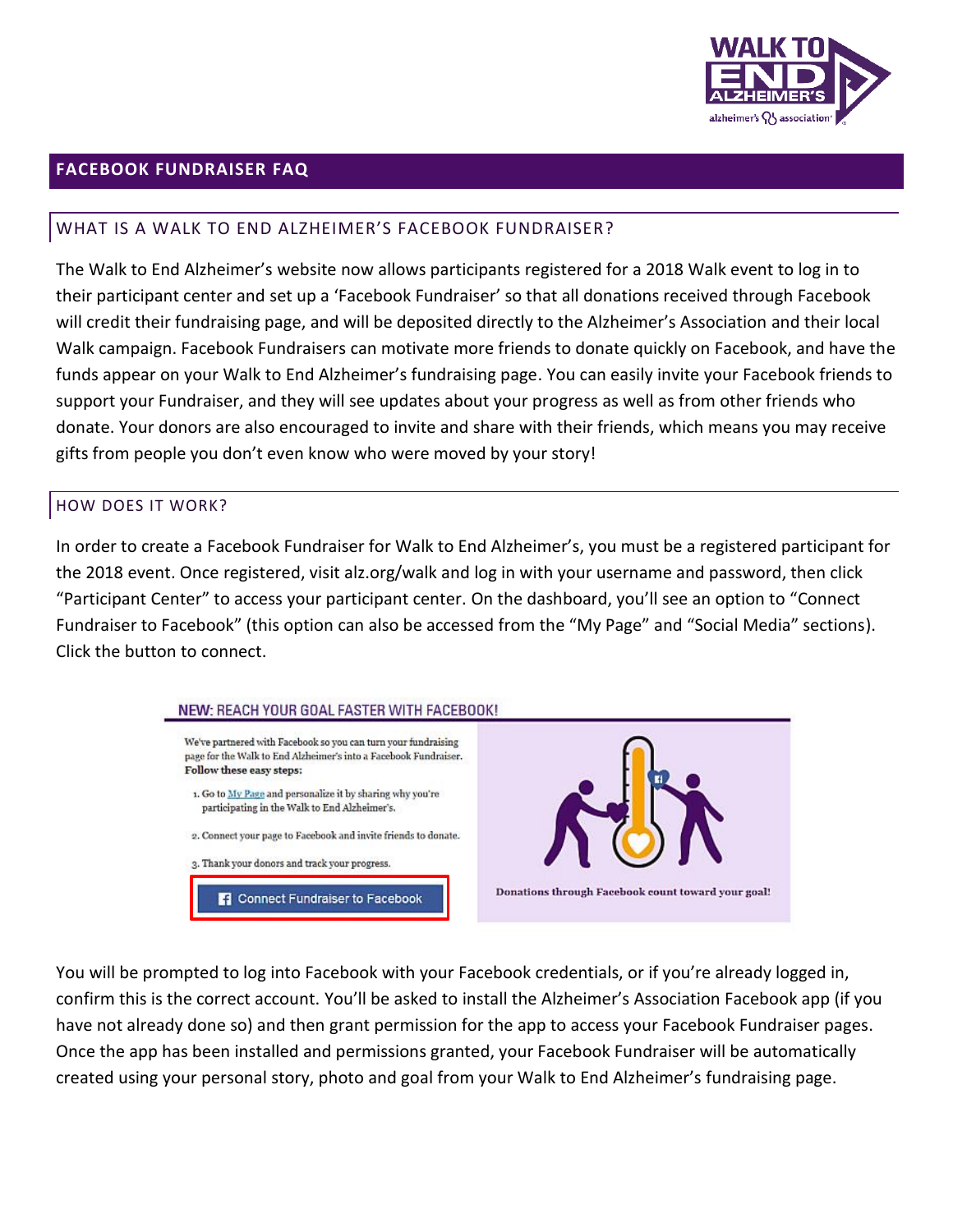# FACEBOOK FUNDRAISER FAQ

## WHAT IS A WALK TO END ALZHEIMER'S FACEBOOK FUNDRAISER?

The Walk to End Alzheimer's website now allows participants registered for a 2018 Walk event to log in to their participant center and set up a 'Facebook Fundraiser' so that all donations received through Facebook will credit their fundraising page, and will be deposited directly to the Alzheimer's Association and their local Walk campaign. Facebook Fundraisers can motivate more friends to donate quickly on Facebook, and have the funds appear on your Walk to End Alzheimer's fundraising page. You can easily invite your Facebook friends to support your Fundraiser, and they will see updates about your progress as well as from other friends who donate. Your donors are also encouraged to invite and share with their friends, which means you may receive gifts from people you don't even know who were moved by your story!

## HOW DOES IT WORK?

In order to create a Facebook Fundraiser for Walk to End Alzheimer's, you must be a registered participant for the 2018 event. Once registered, visit alz.org/walk and log in with your username and password, then click "Participant Center" to access your participant center. On the dashboard, you'll see an option to "Connect Fundraiser to Facebook" (this option can also be accessed from the "My Page" and "Social Media" sections). Click the button to connect.

**NEW: REACH YOUR GOAL FASTER WITH FACEBOOK!**

We've partnered with Facebook so you can turn your fundraising page for the Walk to End Alzheimer's into a Facebook Fundraiser. **Follow these easy steps:**

1. Go to My Page and personalize it by sharing why you're participating in the Walk to End Alzheimer's.
2. Connect your page to Facebook and invite friends to donate.
3. Thank your donors and track your progress.

Connect Fundraiser to Facebook

Donations through Facebook count toward your goal!

You will be prompted to log into Facebook with your Facebook credentials, or if you're already logged in, confirm this is the correct account. You'll be asked to install the Alzheimer's Association Facebook app (if you have not already done so) and then grant permission for the app to access your Facebook Fundraiser pages. Once the app has been installed and permissions granted, your Facebook Fundraiser will be automatically created using your personal story, photo and goal from your Walk to End Alzheimer's fundraising page.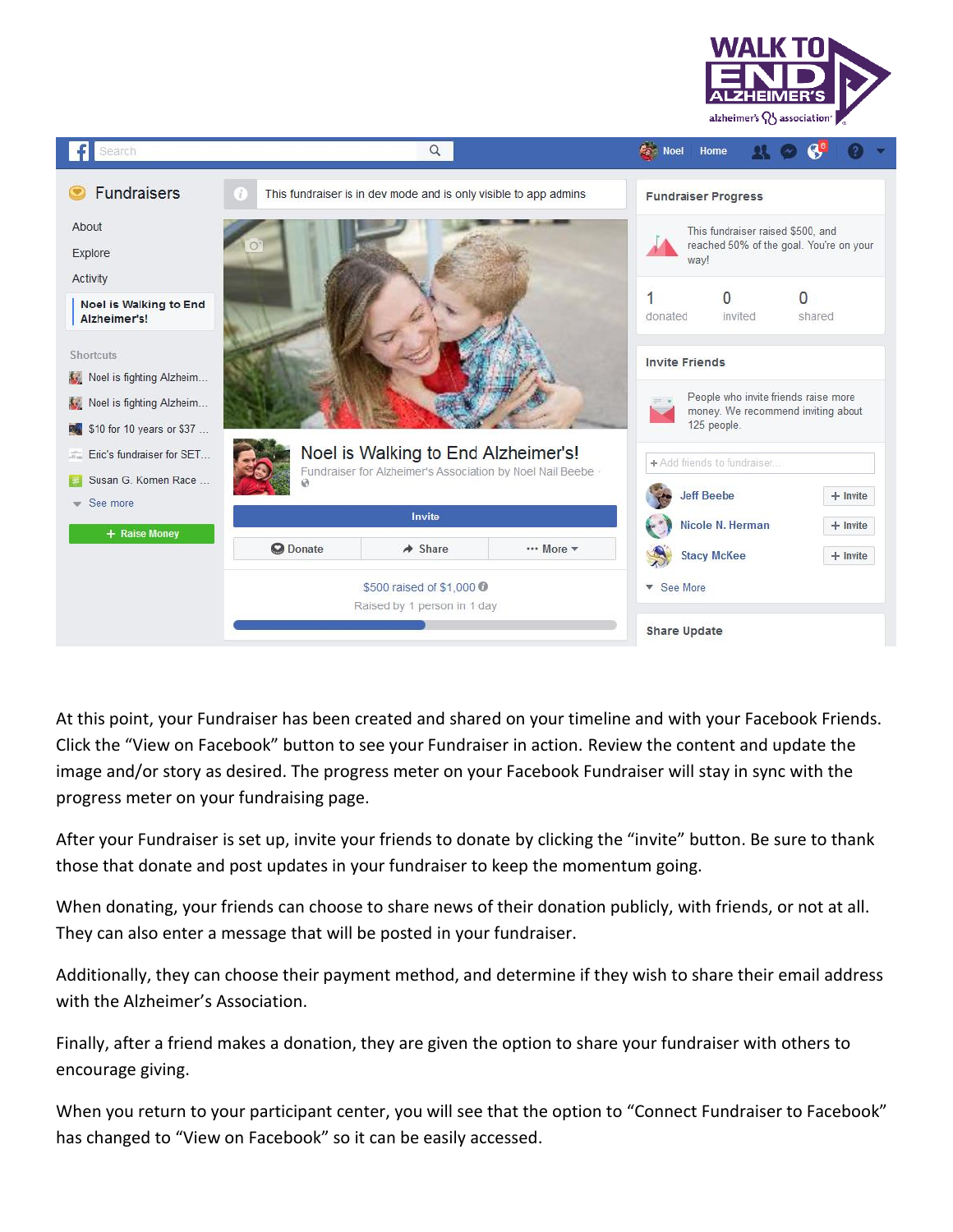At this point, your Fundraiser has been created and shared on your timeline and with your Facebook Friends. Click the “View on Facebook” button to see your Fundraiser in action. Review the content and update the image and/or story as desired. The progress meter on your Facebook Fundraiser will stay in sync with the progress meter on your fundraising page.

After your Fundraiser is set up, invite your friends to donate by clicking the “invite” button. Be sure to thank those that donate and post updates in your fundraiser to keep the momentum going.

When donating, your friends can choose to share news of their donation publicly, with friends, or not at all. They can also enter a message that will be posted in your fundraiser.

Additionally, they can choose their payment method, and determine if they wish to share their email address with the Alzheimer’s Association.

Finally, after a friend makes a donation, they are given the option to share your fundraiser with others to encourage giving.

When you return to your participant center, you will see that the option to “Connect Fundraiser to Facebook” has changed to “View on Facebook” so it can be easily accessed.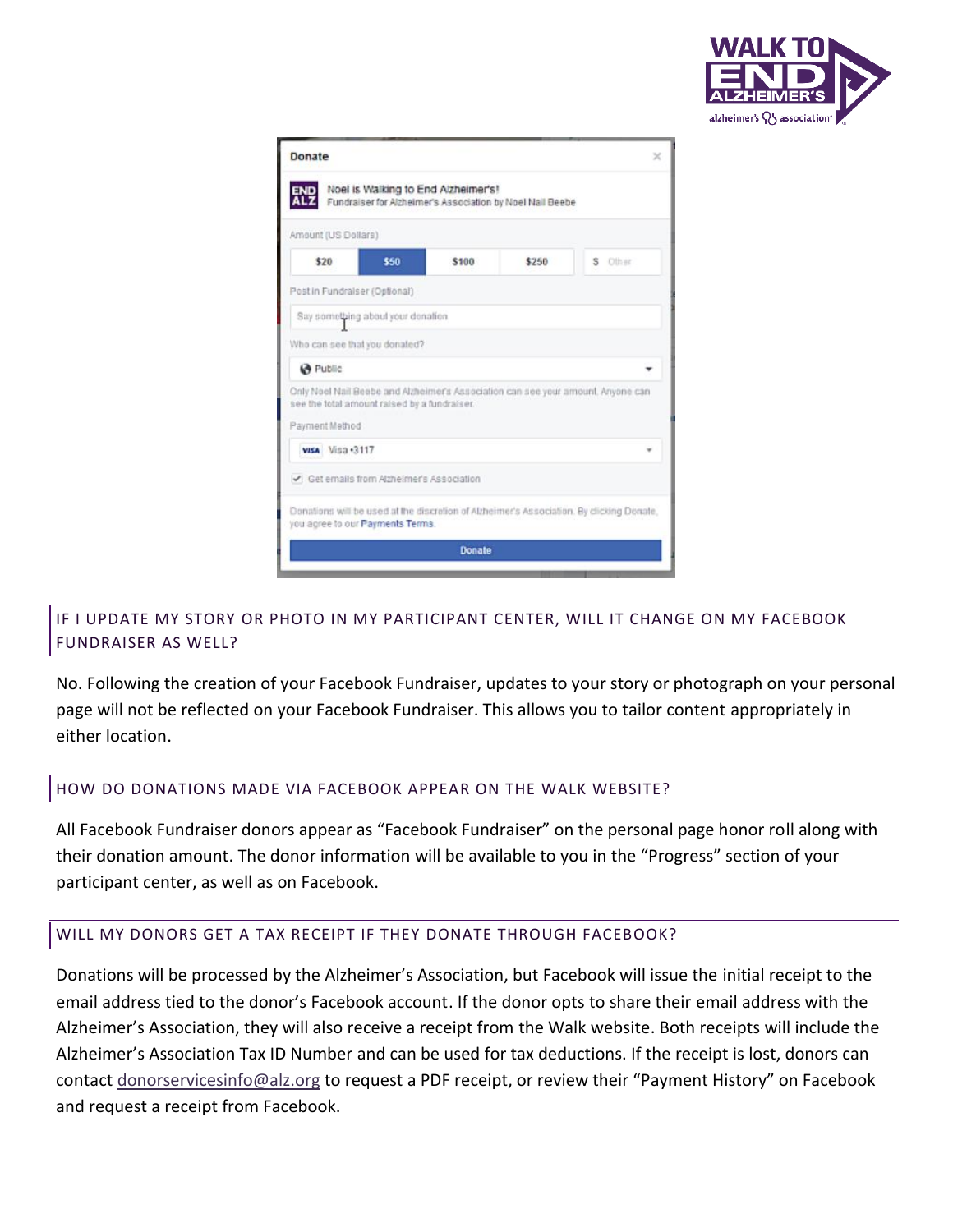## IF I UPDATE MY STORY OR PHOTO IN MY PARTICIPANT CENTER, WILL IT CHANGE ON MY FACEBOOK FUNDRAISER AS WELL?

No. Following the creation of your Facebook Fundraiser, updates to your story or photograph on your personal page will not be reflected on your Facebook Fundraiser. This allows you to tailor content appropriately in either location.

## HOW DO DONATIONS MADE VIA FACEBOOK APPEAR ON THE WALK WEBSITE?

All Facebook Fundraiser donors appear as "Facebook Fundraiser" on the personal page honor roll along with their donation amount. The donor information will be available to you in the "Progress" section of your participant center, as well as on Facebook.

## WILL MY DONORS GET A TAX RECEIPT IF THEY DONATE THROUGH FACEBOOK?

Donations will be processed by the Alzheimer's Association, but Facebook will issue the initial receipt to the email address tied to the donor's Facebook account. If the donor opts to share their email address with the Alzheimer's Association, they will also receive a receipt from the Walk website. Both receipts will include the Alzheimer's Association Tax ID Number and can be used for tax deductions. If the receipt is lost, donors can contact donorservicesinfo@alz.org to request a PDF receipt, or review their "Payment History" on Facebook and request a receipt from Facebook.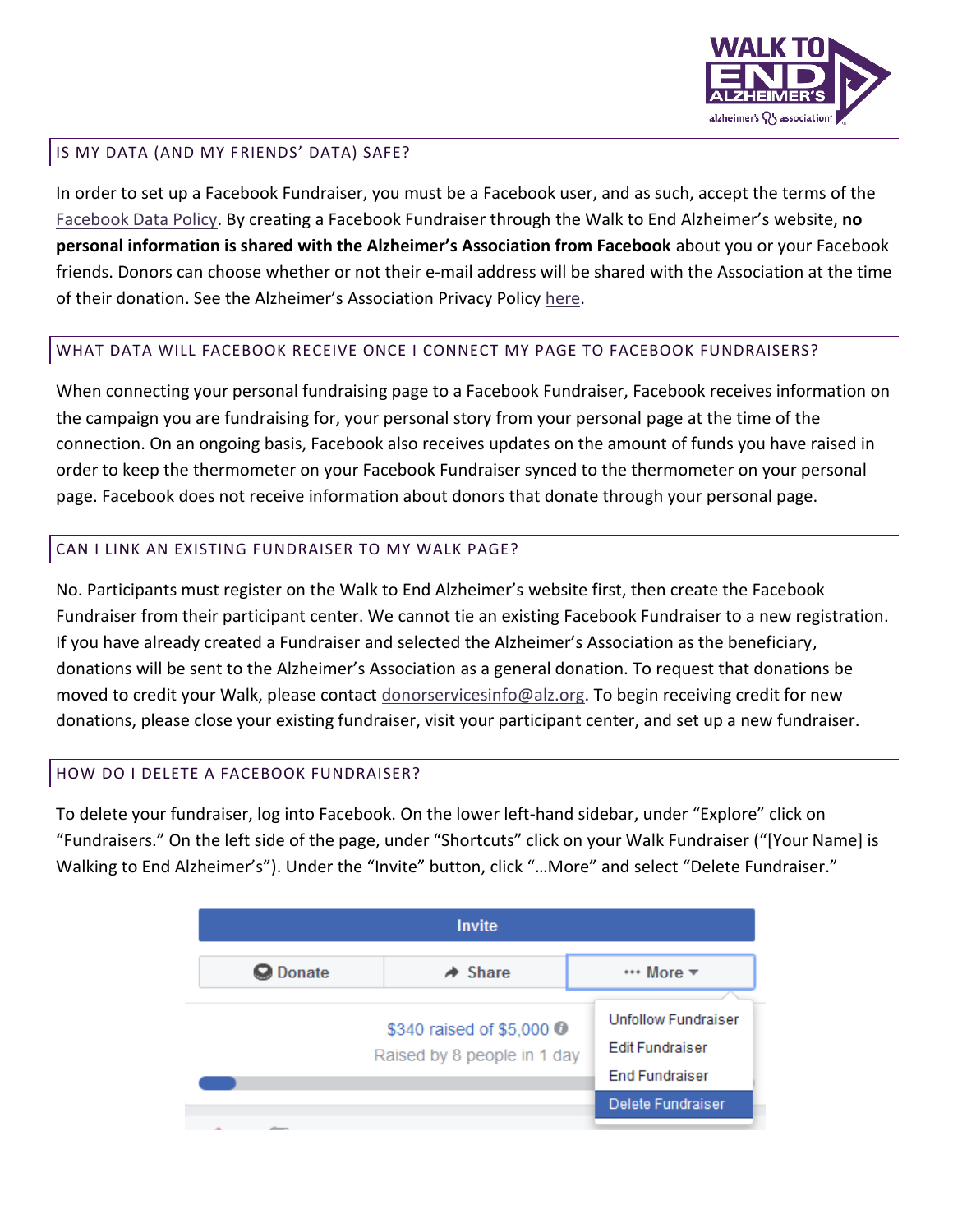## IS MY DATA (AND MY FRIENDS' DATA) SAFE?

In order to set up a Facebook Fundraiser, you must be a Facebook user, and as such, accept the terms of the Facebook Data Policy. By creating a Facebook Fundraiser through the Walk to End Alzheimer's website, **no personal information is shared with the Alzheimer's Association from Facebook** about you or your Facebook friends. Donors can choose whether or not their e-mail address will be shared with the Association at the time of their donation. See the Alzheimer's Association Privacy Policy here.

## WHAT DATA WILL FACEBOOK RECEIVE ONCE I CONNECT MY PAGE TO FACEBOOK FUNDRAISERS?

When connecting your personal fundraising page to a Facebook Fundraiser, Facebook receives information on the campaign you are fundraising for, your personal story from your personal page at the time of the connection. On an ongoing basis, Facebook also receives updates on the amount of funds you have raised in order to keep the thermometer on your Facebook Fundraiser synced to the thermometer on your personal page. Facebook does not receive information about donors that donate through your personal page.

## CAN I LINK AN EXISTING FUNDRAISER TO MY WALK PAGE?

No. Participants must register on the Walk to End Alzheimer's website first, then create the Facebook Fundraiser from their participant center. We cannot tie an existing Facebook Fundraiser to a new registration. If you have already created a Fundraiser and selected the Alzheimer's Association as the beneficiary, donations will be sent to the Alzheimer's Association as a general donation. To request that donations be moved to credit your Walk, please contact donorservicesinfo@alz.org. To begin receiving credit for new donations, please close your existing fundraiser, visit your participant center, and set up a new fundraiser.

## HOW DO I DELETE A FACEBOOK FUNDRAISER?

To delete your fundraiser, log into Facebook. On the lower left-hand sidebar, under "Explore" click on "Fundraisers." On the left side of the page, under "Shortcuts" click on your Walk Fundraiser ("[Your Name] is Walking to End Alzheimer's"). Under the "Invite" button, click "…More" and select "Delete Fundraiser."

Invite
Donate
Share
More
$340 raised of $5,000
Raised by 8 people in 1 day
Unfollow Fundraiser
Edit Fundraiser
End Fundraiser
Delete Fundraiser